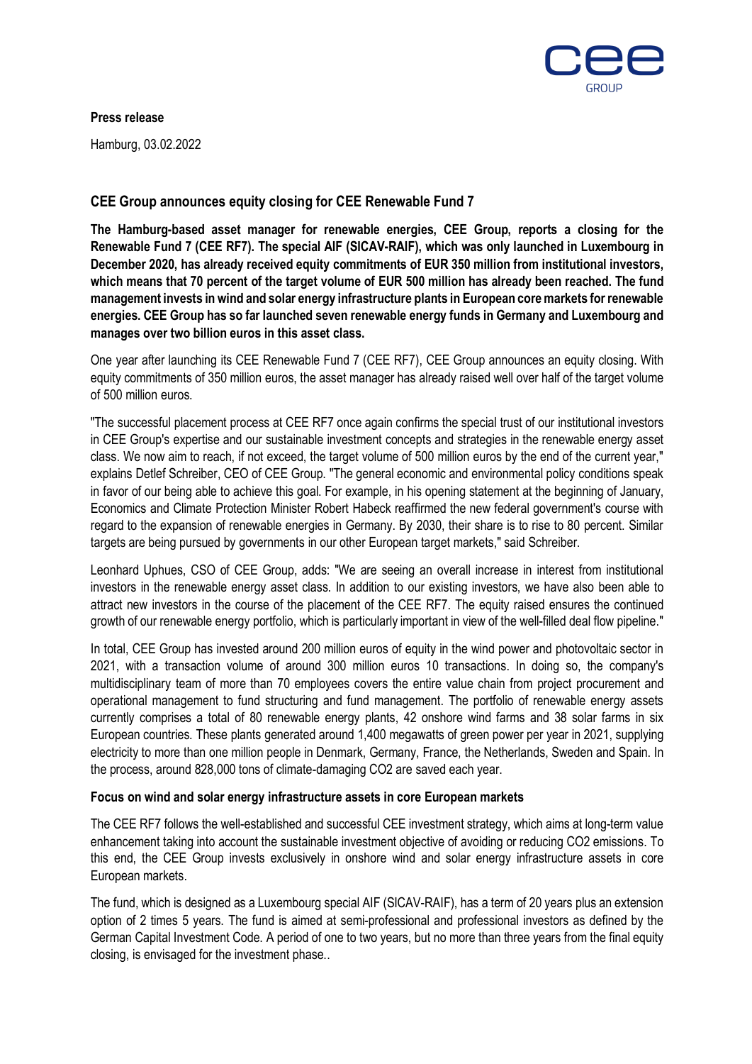**Press release**

Hamburg, 03.02.2022

## CEE Group announces equity closing for CEE Renewable Fund 7

**The Hamburg-based asset manager for renewable energies, CEE Group, reports a closing for the Renewable Fund 7 (CEE RF7). The special AIF (SICAV-RAIF), which was only launched in Luxembourg in December 2020, has already received equity commitments of EUR 350 million from institutional investors, which means that 70 percent of the target volume of EUR 500 million has already been reached. The fund management invests in wind and solar energy infrastructure plants in European core markets for renewable energies. CEE Group has so far launched seven renewable energy funds in Germany and Luxembourg and manages over two billion euros in this asset class.**

One year after launching its CEE Renewable Fund 7 (CEE RF7), CEE Group announces an equity closing. With equity commitments of 350 million euros, the asset manager has already raised well over half of the target volume of 500 million euros.

"The successful placement process at CEE RF7 once again confirms the special trust of our institutional investors in CEE Group's expertise and our sustainable investment concepts and strategies in the renewable energy asset class. We now aim to reach, if not exceed, the target volume of 500 million euros by the end of the current year," explains Detlef Schreiber, CEO of CEE Group. "The general economic and environmental policy conditions speak in favor of our being able to achieve this goal. For example, in his opening statement at the beginning of January, Economics and Climate Protection Minister Robert Habeck reaffirmed the new federal government's course with regard to the expansion of renewable energies in Germany. By 2030, their share is to rise to 80 percent. Similar targets are being pursued by governments in our other European target markets," said Schreiber.

Leonhard Uphues, CSO of CEE Group, adds: "We are seeing an overall increase in interest from institutional investors in the renewable energy asset class. In addition to our existing investors, we have also been able to attract new investors in the course of the placement of the CEE RF7. The equity raised ensures the continued growth of our renewable energy portfolio, which is particularly important in view of the well-filled deal flow pipeline."

In total, CEE Group has invested around 200 million euros of equity in the wind power and photovoltaic sector in 2021, with a transaction volume of around 300 million euros 10 transactions. In doing so, the company's multidisciplinary team of more than 70 employees covers the entire value chain from project procurement and operational management to fund structuring and fund management. The portfolio of renewable energy assets currently comprises a total of 80 renewable energy plants, 42 onshore wind farms and 38 solar farms in six European countries. These plants generated around 1,400 megawatts of green power per year in 2021, supplying electricity to more than one million people in Denmark, Germany, France, the Netherlands, Sweden and Spain. In the process, around 828,000 tons of climate-damaging $CO_2$ are saved each year.

### Focus on wind and solar energy infrastructure assets in core European markets

The CEE RF7 follows the well-established and successful CEE investment strategy, which aims at long-term value enhancement taking into account the sustainable investment objective of avoiding or reducing $CO_2$ emissions. To this end, the CEE Group invests exclusively in onshore wind and solar energy infrastructure assets in core European markets.

The fund, which is designed as a Luxembourg special AIF (SICAV-RAIF), has a term of 20 years plus an extension option of 2 times 5 years. The fund is aimed at semi-professional and professional investors as defined by the German Capital Investment Code. A period of one to two years, but no more than three years from the final equity closing, is envisaged for the investment phase..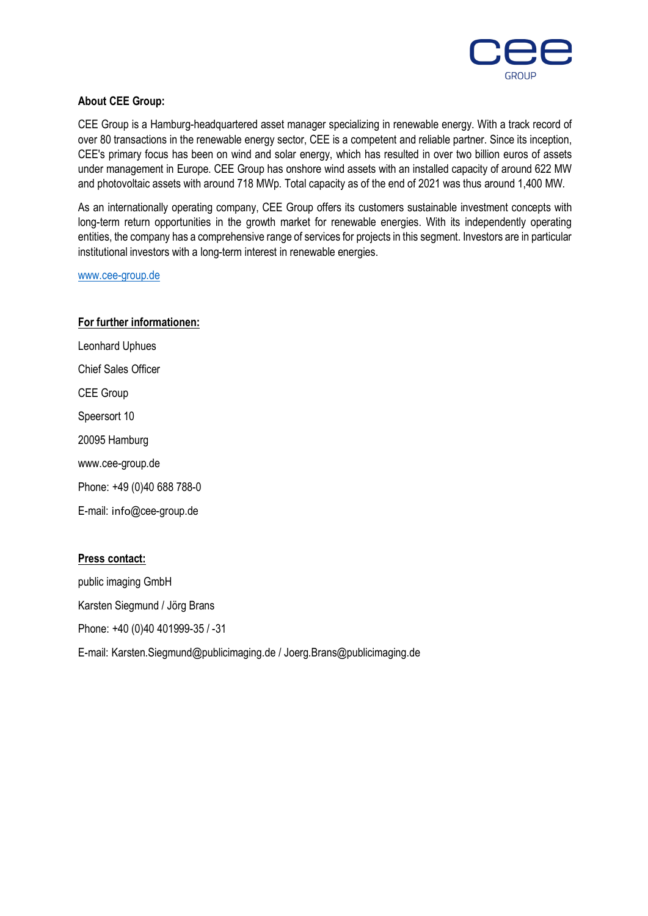**About CEE Group:**

CEE Group is a Hamburg-headquartered asset manager specializing in renewable energy. With a track record of over 80 transactions in the renewable energy sector, CEE is a competent and reliable partner. Since its inception, CEE's primary focus has been on wind and solar energy, which has resulted in over two billion euros of assets under management in Europe. CEE Group has onshore wind assets with an installed capacity of around 622 MW and photovoltaic assets with around 718 MWp. Total capacity as of the end of 2021 was thus around 1,400 MW.

As an internationally operating company, CEE Group offers its customers sustainable investment concepts with long-term return opportunities in the growth market for renewable energies. With its independently operating entities, the company has a comprehensive range of services for projects in this segment. Investors are in particular institutional investors with a long-term interest in renewable energies.

www.cee-group.de

**For further informationen:**

Leonhard Uphues

Chief Sales Officer

CEE Group

Speersort 10

20095 Hamburg

www.cee-group.de

Phone: +49 (0)40 688 788-0

E-mail: info@cee-group.de

**Press contact:**

public imaging GmbH

Karsten Siegmund / Jörg Brans

Phone: +40 (0)40 401999-35 / -31

E-mail: Karsten.Siegmund@publicimaging.de / Joerg.Brans@publicimaging.de